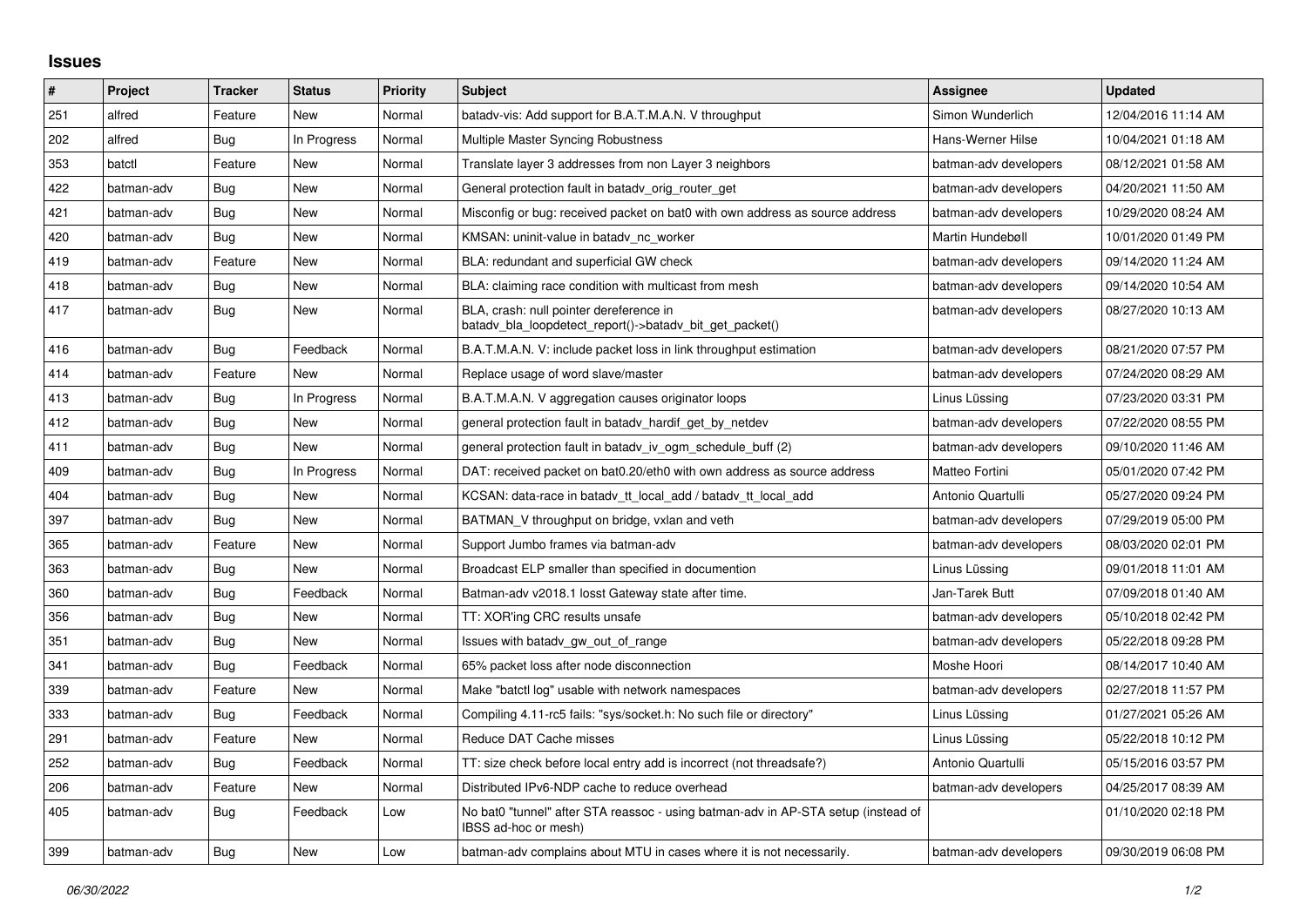## Issues

| # | Project | Tracker | Status | Priority | Subject | Assignee | Updated |
|---|---|---|---|---|---|---|---|
| 251 | alfred | Feature | New | Normal | batadv-vis: Add support for B.A.T.M.A.N. V throughput | Simon Wunderlich | 12/04/2016 11:14 AM |
| 202 | alfred | Bug | In Progress | Normal | Multiple Master Syncing Robustness | Hans-Werner Hilse | 10/04/2021 01:18 AM |
| 353 | batctl | Feature | New | Normal | Translate layer 3 addresses from non Layer 3 neighbors | batman-adv developers | 08/12/2021 01:58 AM |
| 422 | batman-adv | Bug | New | Normal | General protection fault in batadv_orig_router_get | batman-adv developers | 04/20/2021 11:50 AM |
| 421 | batman-adv | Bug | New | Normal | Misconfig or bug: received packet on bat0 with own address as source address | batman-adv developers | 10/29/2020 08:24 AM |
| 420 | batman-adv | Bug | New | Normal | KMSAN: uninit-value in batadv_nc_worker | Martin Hundebøll | 10/01/2020 01:49 PM |
| 419 | batman-adv | Feature | New | Normal | BLA: redundant and superficial GW check | batman-adv developers | 09/14/2020 11:24 AM |
| 418 | batman-adv | Bug | New | Normal | BLA: claiming race condition with multicast from mesh | batman-adv developers | 09/14/2020 10:54 AM |
| 417 | batman-adv | Bug | New | Normal | BLA, crash: null pointer dereference in batadv_bla_loopdetect_report()->batadv_bit_get_packet() | batman-adv developers | 08/27/2020 10:13 AM |
| 416 | batman-adv | Bug | Feedback | Normal | B.A.T.M.A.N. V: include packet loss in link throughput estimation | batman-adv developers | 08/21/2020 07:57 PM |
| 414 | batman-adv | Feature | New | Normal | Replace usage of word slave/master | batman-adv developers | 07/24/2020 08:29 AM |
| 413 | batman-adv | Bug | In Progress | Normal | B.A.T.M.A.N. V aggregation causes originator loops | Linus Lüssing | 07/23/2020 03:31 PM |
| 412 | batman-adv | Bug | New | Normal | general protection fault in batadv_hardif_get_by_netdev | batman-adv developers | 07/22/2020 08:55 PM |
| 411 | batman-adv | Bug | New | Normal | general protection fault in batadv_iv_ogm_schedule_buff (2) | batman-adv developers | 09/10/2020 11:46 AM |
| 409 | batman-adv | Bug | In Progress | Normal | DAT: received packet on bat0.20/eth0 with own address as source address | Matteo Fortini | 05/01/2020 07:42 PM |
| 404 | batman-adv | Bug | New | Normal | KCSAN: data-race in batadv_tt_local_add / batadv_tt_local_add | Antonio Quartulli | 05/27/2020 09:24 PM |
| 397 | batman-adv | Bug | New | Normal | BATMAN_V throughput on bridge, vxlan and veth | batman-adv developers | 07/29/2019 05:00 PM |
| 365 | batman-adv | Feature | New | Normal | Support Jumbo frames via batman-adv | batman-adv developers | 08/03/2020 02:01 PM |
| 363 | batman-adv | Bug | New | Normal | Broadcast ELP smaller than specified in documention | Linus Lüssing | 09/01/2018 11:01 AM |
| 360 | batman-adv | Bug | Feedback | Normal | Batman-adv v2018.1 losst Gateway state after time. | Jan-Tarek Butt | 07/09/2018 01:40 AM |
| 356 | batman-adv | Bug | New | Normal | TT: XOR'ing CRC results unsafe | batman-adv developers | 05/10/2018 02:42 PM |
| 351 | batman-adv | Bug | New | Normal | Issues with batadv_gw_out_of_range | batman-adv developers | 05/22/2018 09:28 PM |
| 341 | batman-adv | Bug | Feedback | Normal | 65% packet loss after node disconnection | Moshe Hoori | 08/14/2017 10:40 AM |
| 339 | batman-adv | Feature | New | Normal | Make "batctl log" usable with network namespaces | batman-adv developers | 02/27/2018 11:57 PM |
| 333 | batman-adv | Bug | Feedback | Normal | Compiling 4.11-rc5 fails: "sys/socket.h: No such file or directory" | Linus Lüssing | 01/27/2021 05:26 AM |
| 291 | batman-adv | Feature | New | Normal | Reduce DAT Cache misses | Linus Lüssing | 05/22/2018 10:12 PM |
| 252 | batman-adv | Bug | Feedback | Normal | TT: size check before local entry add is incorrect (not threadsafe?) | Antonio Quartulli | 05/15/2016 03:57 PM |
| 206 | batman-adv | Feature | New | Normal | Distributed IPv6-NDP cache to reduce overhead | batman-adv developers | 04/25/2017 08:39 AM |
| 405 | batman-adv | Bug | Feedback | Low | No bat0 "tunnel" after STA reassoc - using batman-adv in AP-STA setup (instead of IBSS ad-hoc or mesh) | | 01/10/2020 02:18 PM |
| 399 | batman-adv | Bug | New | Low | batman-adv complains about MTU in cases where it is not necessarily. | batman-adv developers | 09/30/2019 06:08 PM |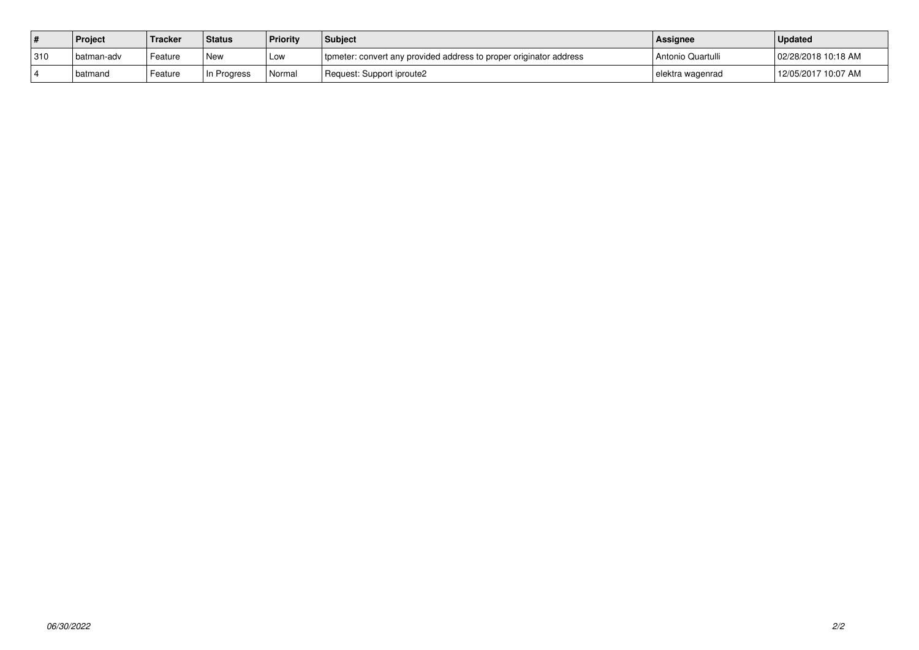| # | Project | Tracker | Status | Priority | Subject | Assignee | Updated |
|---|---|---|---|---|---|---|---|
| 310 | batman-adv | Feature | New | Low | tpmeter: convert any provided address to proper originator address | Antonio Quartulli | 02/28/2018 10:18 AM |
| 4 | batmand | Feature | In Progress | Normal | Request: Support iproute2 | elektra wagenrad | 12/05/2017 10:07 AM |